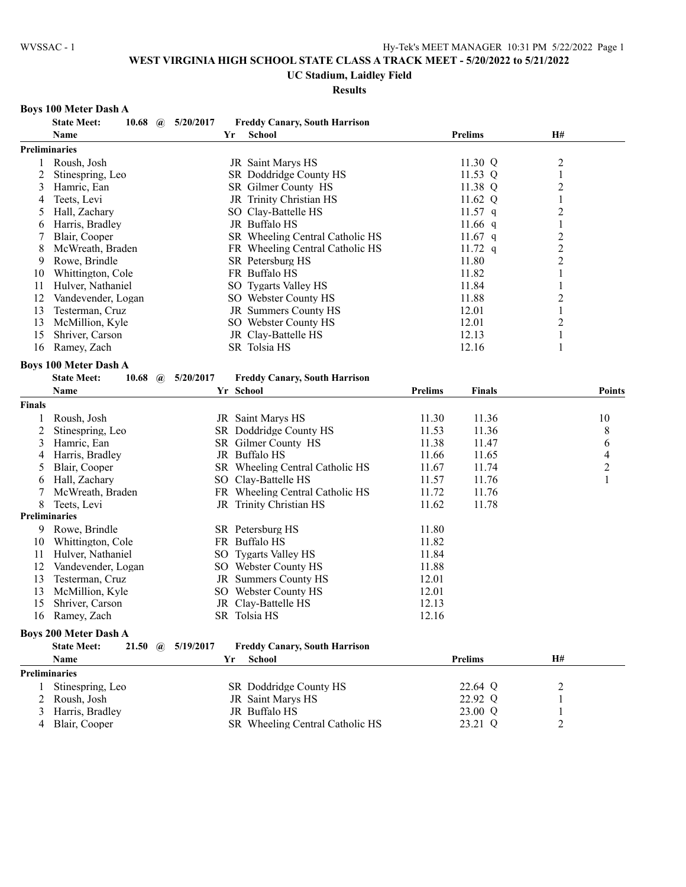# WEST VIRGINIA HIGH SCHOOL STATE CLASS A TRACK MEET - 5/20/2022 to 5/21/2022

## UC Stadium, Laidley Field

### Results

**Boys 100 Meter Dash A**

State Meet: 10.68 @ 5/20/2017 Freddy Canary, South Harrison

| | Name | Yr | School | Prelims | H# |
|---|---|---|---|---|---|
| **Preliminaries** | | | | | |
| 1 | Roush, Josh | JR | Saint Marys HS | 11.30 Q | 2 |
| 2 | Stinespring, Leo | SR | Doddridge County HS | 11.53 Q | 1 |
| 3 | Hamric, Ean | SR | Gilmer County HS | 11.38 Q | 2 |
| 4 | Teets, Levi | JR | Trinity Christian HS | 11.62 Q | 1 |
| 5 | Hall, Zachary | SO | Clay-Battelle HS | 11.57 q | 2 |
| 6 | Harris, Bradley | JR | Buffalo HS | 11.66 q | 1 |
| 7 | Blair, Cooper | SR | Wheeling Central Catholic HS | 11.67 q | 2 |
| 8 | McWreath, Braden | FR | Wheeling Central Catholic HS | 11.72 q | 2 |
| 9 | Rowe, Brindle | SR | Petersburg HS | 11.80 | 2 |
| 10 | Whittington, Cole | FR | Buffalo HS | 11.82 | 1 |
| 11 | Hulver, Nathaniel | SO | Tygarts Valley HS | 11.84 | 1 |
| 12 | Vandevender, Logan | SO | Webster County HS | 11.88 | 2 |
| 13 | Testerman, Cruz | JR | Summers County HS | 12.01 | 1 |
| 13 | McMillion, Kyle | SO | Webster County HS | 12.01 | 2 |
| 15 | Shriver, Carson | JR | Clay-Battelle HS | 12.13 | 1 |
| 16 | Ramey, Zach | SR | Tolsia HS | 12.16 | 1 |

**Boys 100 Meter Dash A**

State Meet: 10.68 @ 5/20/2017 Freddy Canary, South Harrison

| | Name | Yr | School | Prelims | Finals | Points |
|---|---|---|---|---|---|---|
| **Finals** | | | | | | |
| 1 | Roush, Josh | JR | Saint Marys HS | 11.30 | 11.36 | 10 |
| 2 | Stinespring, Leo | SR | Doddridge County HS | 11.53 | 11.36 | 8 |
| 3 | Hamric, Ean | SR | Gilmer County HS | 11.38 | 11.47 | 6 |
| 4 | Harris, Bradley | JR | Buffalo HS | 11.66 | 11.65 | 4 |
| 5 | Blair, Cooper | SR | Wheeling Central Catholic HS | 11.67 | 11.74 | 2 |
| 6 | Hall, Zachary | SO | Clay-Battelle HS | 11.57 | 11.76 | 1 |
| 7 | McWreath, Braden | FR | Wheeling Central Catholic HS | 11.72 | 11.76 | |
| 8 | Teets, Levi | JR | Trinity Christian HS | 11.62 | 11.78 | |
| **Preliminaries** | | | | | | |
| 9 | Rowe, Brindle | SR | Petersburg HS | 11.80 | | |
| 10 | Whittington, Cole | FR | Buffalo HS | 11.82 | | |
| 11 | Hulver, Nathaniel | SO | Tygarts Valley HS | 11.84 | | |
| 12 | Vandevender, Logan | SO | Webster County HS | 11.88 | | |
| 13 | Testerman, Cruz | JR | Summers County HS | 12.01 | | |
| 13 | McMillion, Kyle | SO | Webster County HS | 12.01 | | |
| 15 | Shriver, Carson | JR | Clay-Battelle HS | 12.13 | | |
| 16 | Ramey, Zach | SR | Tolsia HS | 12.16 | | |

**Boys 200 Meter Dash A**

State Meet: 21.50 @ 5/19/2017 Freddy Canary, South Harrison

| | Name | Yr | School | Prelims | H# |
|---|---|---|---|---|---|
| **Preliminaries** | | | | | |
| 1 | Stinespring, Leo | SR | Doddridge County HS | 22.64 Q | 2 |
| 2 | Roush, Josh | JR | Saint Marys HS | 22.92 Q | 1 |
| 3 | Harris, Bradley | JR | Buffalo HS | 23.00 Q | 1 |
| 4 | Blair, Cooper | SR | Wheeling Central Catholic HS | 23.21 Q | 2 |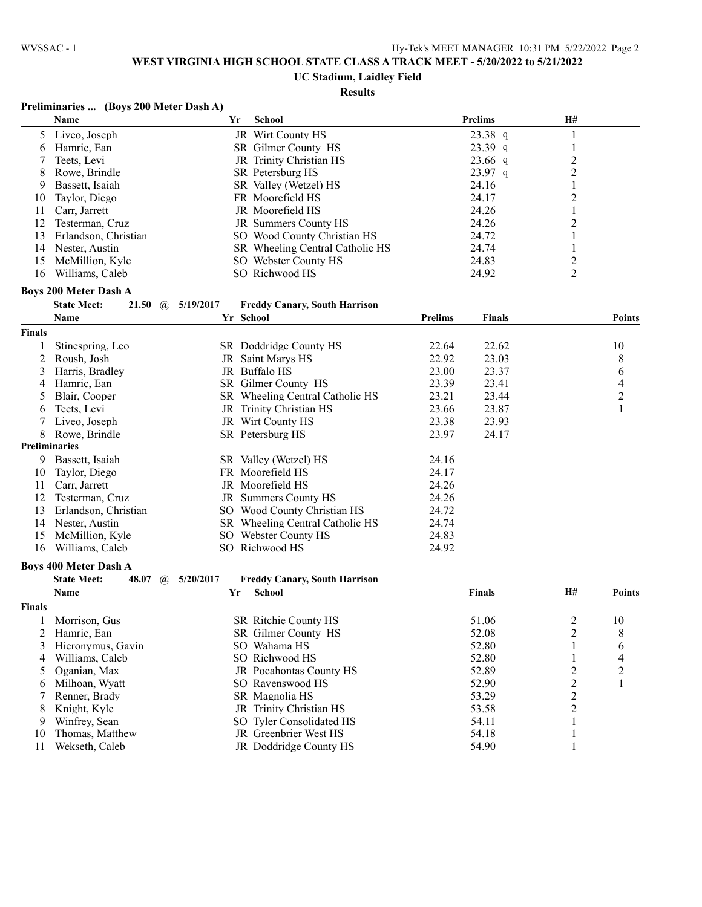# WEST VIRGINIA HIGH SCHOOL STATE CLASS A TRACK MEET - 5/20/2022 to 5/21/2022

## UC Stadium, Laidley Field

### Results

**Preliminaries ... (Boys 200 Meter Dash A)**

| | Name | Yr | School | Prelims | H# |
|---|---|---|---|---|---|
| 5 | Liveo, Joseph | JR | Wirt County HS | 23.38 q | 1 |
| 6 | Hamric, Ean | SR | Gilmer County HS | 23.39 q | 1 |
| 7 | Teets, Levi | JR | Trinity Christian HS | 23.66 q | 2 |
| 8 | Rowe, Brindle | SR | Petersburg HS | 23.97 q | 2 |
| 9 | Bassett, Isaiah | SR | Valley (Wetzel) HS | 24.16 | 1 |
| 10 | Taylor, Diego | FR | Moorefield HS | 24.17 | 2 |
| 11 | Carr, Jarrett | JR | Moorefield HS | 24.26 | 1 |
| 12 | Testerman, Cruz | JR | Summers County HS | 24.26 | 2 |
| 13 | Erlandson, Christian | SO | Wood County Christian HS | 24.72 | 1 |
| 14 | Nester, Austin | SR | Wheeling Central Catholic HS | 24.74 | 1 |
| 15 | McMillion, Kyle | SO | Webster County HS | 24.83 | 2 |
| 16 | Williams, Caleb | SO | Richwood HS | 24.92 | 2 |

**Boys 200 Meter Dash A**

State Meet: 21.50 @ 5/19/2017 Freddy Canary, South Harrison

| | Name | Yr | School | Prelims | Finals | Points |
|---|---|---|---|---|---|---|
| **Finals** | | | | | | |
| 1 | Stinespring, Leo | SR | Doddridge County HS | 22.64 | 22.62 | 10 |
| 2 | Roush, Josh | JR | Saint Marys HS | 22.92 | 23.03 | 8 |
| 3 | Harris, Bradley | JR | Buffalo HS | 23.00 | 23.37 | 6 |
| 4 | Hamric, Ean | SR | Gilmer County HS | 23.39 | 23.41 | 4 |
| 5 | Blair, Cooper | SR | Wheeling Central Catholic HS | 23.21 | 23.44 | 2 |
| 6 | Teets, Levi | JR | Trinity Christian HS | 23.66 | 23.87 | 1 |
| 7 | Liveo, Joseph | JR | Wirt County HS | 23.38 | 23.93 | |
| 8 | Rowe, Brindle | SR | Petersburg HS | 23.97 | 24.17 | |
| **Preliminaries** | | | | | | |
| 9 | Bassett, Isaiah | SR | Valley (Wetzel) HS | 24.16 | | |
| 10 | Taylor, Diego | FR | Moorefield HS | 24.17 | | |
| 11 | Carr, Jarrett | JR | Moorefield HS | 24.26 | | |
| 12 | Testerman, Cruz | JR | Summers County HS | 24.26 | | |
| 13 | Erlandson, Christian | SO | Wood County Christian HS | 24.72 | | |
| 14 | Nester, Austin | SR | Wheeling Central Catholic HS | 24.74 | | |
| 15 | McMillion, Kyle | SO | Webster County HS | 24.83 | | |
| 16 | Williams, Caleb | SO | Richwood HS | 24.92 | | |

**Boys 400 Meter Dash A**

State Meet: 48.07 @ 5/20/2017 Freddy Canary, South Harrison

| | Name | Yr | School | Finals | H# | Points |
|---|---|---|---|---|---|---|
| **Finals** | | | | | | |
| 1 | Morrison, Gus | SR | Ritchie County HS | 51.06 | 2 | 10 |
| 2 | Hamric, Ean | SR | Gilmer County HS | 52.08 | 2 | 8 |
| 3 | Hieronymus, Gavin | SO | Wahama HS | 52.80 | 1 | 6 |
| 4 | Williams, Caleb | SO | Richwood HS | 52.80 | 1 | 4 |
| 5 | Oganian, Max | JR | Pocahontas County HS | 52.89 | 2 | 2 |
| 6 | Milhoan, Wyatt | SO | Ravenswood HS | 52.90 | 2 | 1 |
| 7 | Renner, Brady | SR | Magnolia HS | 53.29 | 2 | |
| 8 | Knight, Kyle | JR | Trinity Christian HS | 53.58 | 2 | |
| 9 | Winfrey, Sean | SO | Tyler Consolidated HS | 54.11 | 1 | |
| 10 | Thomas, Matthew | JR | Greenbrier West HS | 54.18 | 1 | |
| 11 | Wekseth, Caleb | JR | Doddridge County HS | 54.90 | 1 | |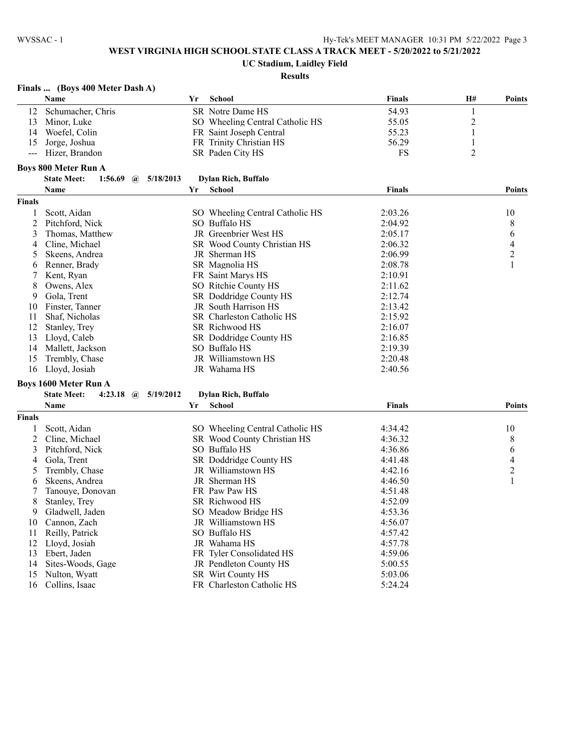# WEST VIRGINIA HIGH SCHOOL STATE CLASS A TRACK MEET - 5/20/2022 to 5/21/2022

## UC Stadium, Laidley Field

### Results

**Finals ... (Boys 400 Meter Dash A)**

| | Name | Yr | School | Finals | H# | Points |
|---|---|---|---|---|---|---|
| 12 | Schumacher, Chris | SR | Notre Dame HS | 54.93 | 1 | |
| 13 | Minor, Luke | SO | Wheeling Central Catholic HS | 55.05 | 2 | |
| 14 | Woefel, Colin | FR | Saint Joseph Central | 55.23 | 1 | |
| 15 | Jorge, Joshua | FR | Trinity Christian HS | 56.29 | 1 | |
| --- | Hizer, Brandon | SR | Paden City HS | FS | 2 | |

**Boys 800 Meter Run A**

State Meet: 1:56.69 @ 5/18/2013 Dylan Rich, Buffalo

| | Name | Yr | School | Finals | Points |
|---|---|---|---|---|---|
| **Finals** | | | | | |
| 1 | Scott, Aidan | SO | Wheeling Central Catholic HS | 2:03.26 | 10 |
| 2 | Pitchford, Nick | SO | Buffalo HS | 2:04.92 | 8 |
| 3 | Thomas, Matthew | JR | Greenbrier West HS | 2:05.17 | 6 |
| 4 | Cline, Michael | SR | Wood County Christian HS | 2:06.32 | 4 |
| 5 | Skeens, Andrea | JR | Sherman HS | 2:06.99 | 2 |
| 6 | Renner, Brady | SR | Magnolia HS | 2:08.78 | 1 |
| 7 | Kent, Ryan | FR | Saint Marys HS | 2:10.91 | |
| 8 | Owens, Alex | SO | Ritchie County HS | 2:11.62 | |
| 9 | Gola, Trent | SR | Doddridge County HS | 2:12.74 | |
| 10 | Finster, Tanner | JR | South Harrison HS | 2:13.42 | |
| 11 | Shaf, Nicholas | SR | Charleston Catholic HS | 2:15.92 | |
| 12 | Stanley, Trey | SR | Richwood HS | 2:16.07 | |
| 13 | Lloyd, Caleb | SR | Doddridge County HS | 2:16.85 | |
| 14 | Mallett, Jackson | SO | Buffalo HS | 2:19.39 | |
| 15 | Trembly, Chase | JR | Williamstown HS | 2:20.48 | |
| 16 | Lloyd, Josiah | JR | Wahama HS | 2:40.56 | |

**Boys 1600 Meter Run A**

State Meet: 4:23.18 @ 5/19/2012 Dylan Rich, Buffalo

| | Name | Yr | School | Finals | Points |
|---|---|---|---|---|---|
| **Finals** | | | | | |
| 1 | Scott, Aidan | SO | Wheeling Central Catholic HS | 4:34.42 | 10 |
| 2 | Cline, Michael | SR | Wood County Christian HS | 4:36.32 | 8 |
| 3 | Pitchford, Nick | SO | Buffalo HS | 4:36.86 | 6 |
| 4 | Gola, Trent | SR | Doddridge County HS | 4:41.48 | 4 |
| 5 | Trembly, Chase | JR | Williamstown HS | 4:42.16 | 2 |
| 6 | Skeens, Andrea | JR | Sherman HS | 4:46.50 | 1 |
| 7 | Tanouye, Donovan | FR | Paw Paw HS | 4:51.48 | |
| 8 | Stanley, Trey | SR | Richwood HS | 4:52.09 | |
| 9 | Gladwell, Jaden | SO | Meadow Bridge HS | 4:53.36 | |
| 10 | Cannon, Zach | JR | Williamstown HS | 4:56.07 | |
| 11 | Reilly, Patrick | SO | Buffalo HS | 4:57.42 | |
| 12 | Lloyd, Josiah | JR | Wahama HS | 4:57.78 | |
| 13 | Ebert, Jaden | FR | Tyler Consolidated HS | 4:59.06 | |
| 14 | Sites-Woods, Gage | JR | Pendleton County HS | 5:00.55 | |
| 15 | Nulton, Wyatt | SR | Wirt County HS | 5:03.06 | |
| 16 | Collins, Isaac | FR | Charleston Catholic HS | 5:24.24 | |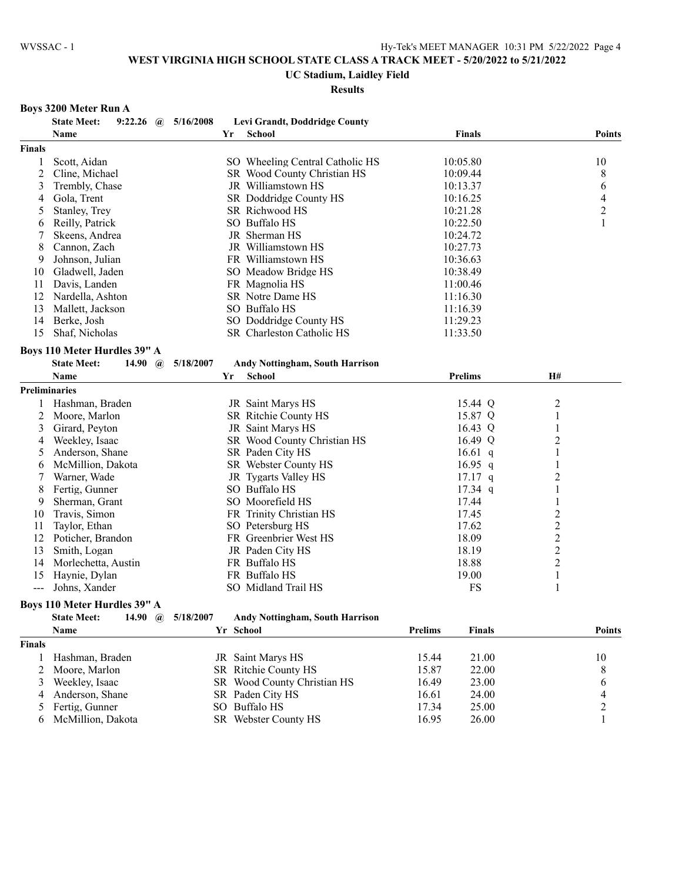**WEST VIRGINIA HIGH SCHOOL STATE CLASS A TRACK MEET - 5/20/2022 to 5/21/2022**

**UC Stadium, Laidley Field**

**Results**

### Boys 3200 Meter Run A

**State Meet:** 9:22.26 @ 5/16/2008 **Levi Grandt, Doddridge County**

| | Name | Yr | School | Finals | Points |
|---|---|---|---|---|---|
| **Finals** | | | | | |
| 1 | Scott, Aidan | SO | Wheeling Central Catholic HS | 10:05.80 | 10 |
| 2 | Cline, Michael | SR | Wood County Christian HS | 10:09.44 | 8 |
| 3 | Trembly, Chase | JR | Williamstown HS | 10:13.37 | 6 |
| 4 | Gola, Trent | SR | Doddridge County HS | 10:16.25 | 4 |
| 5 | Stanley, Trey | SR | Richwood HS | 10:21.28 | 2 |
| 6 | Reilly, Patrick | SO | Buffalo HS | 10:22.50 | 1 |
| 7 | Skeens, Andrea | JR | Sherman HS | 10:24.72 | |
| 8 | Cannon, Zach | JR | Williamstown HS | 10:27.73 | |
| 9 | Johnson, Julian | FR | Williamstown HS | 10:36.63 | |
| 10 | Gladwell, Jaden | SO | Meadow Bridge HS | 10:38.49 | |
| 11 | Davis, Landen | FR | Magnolia HS | 11:00.46 | |
| 12 | Nardella, Ashton | SR | Notre Dame HS | 11:16.30 | |
| 13 | Mallett, Jackson | SO | Buffalo HS | 11:16.39 | |
| 14 | Berke, Josh | SO | Doddridge County HS | 11:29.23 | |
| 15 | Shaf, Nicholas | SR | Charleston Catholic HS | 11:33.50 | |

### Boys 110 Meter Hurdles 39" A

**State Meet:** 14.90 @ 5/18/2007 **Andy Nottingham, South Harrison**

| | Name | Yr | School | Prelims | H# |
|---|---|---|---|---|---|
| **Preliminaries** | | | | | |
| 1 | Hashman, Braden | JR | Saint Marys HS | 15.44 Q | 2 |
| 2 | Moore, Marlon | SR | Ritchie County HS | 15.87 Q | 1 |
| 3 | Girard, Peyton | JR | Saint Marys HS | 16.43 Q | 1 |
| 4 | Weekley, Isaac | SR | Wood County Christian HS | 16.49 Q | 2 |
| 5 | Anderson, Shane | SR | Paden City HS | 16.61 q | 1 |
| 6 | McMillion, Dakota | SR | Webster County HS | 16.95 q | 1 |
| 7 | Warner, Wade | JR | Tygarts Valley HS | 17.17 q | 2 |
| 8 | Fertig, Gunner | SO | Buffalo HS | 17.34 q | 1 |
| 9 | Sherman, Grant | SO | Moorefield HS | 17.44 | 1 |
| 10 | Travis, Simon | FR | Trinity Christian HS | 17.45 | 2 |
| 11 | Taylor, Ethan | SO | Petersburg HS | 17.62 | 2 |
| 12 | Poticher, Brandon | FR | Greenbrier West HS | 18.09 | 2 |
| 13 | Smith, Logan | JR | Paden City HS | 18.19 | 2 |
| 14 | Morlechetta, Austin | FR | Buffalo HS | 18.88 | 2 |
| 15 | Haynie, Dylan | FR | Buffalo HS | 19.00 | 1 |
| --- | Johns, Xander | SO | Midland Trail HS | FS | 1 |

### Boys 110 Meter Hurdles 39" A

**State Meet:** 14.90 @ 5/18/2007 **Andy Nottingham, South Harrison**

| | Name | Yr | School | Prelims | Finals | Points |
|---|---|---|---|---|---|---|
| **Finals** | | | | | | |
| 1 | Hashman, Braden | JR | Saint Marys HS | 15.44 | 21.00 | 10 |
| 2 | Moore, Marlon | SR | Ritchie County HS | 15.87 | 22.00 | 8 |
| 3 | Weekley, Isaac | SR | Wood County Christian HS | 16.49 | 23.00 | 6 |
| 4 | Anderson, Shane | SR | Paden City HS | 16.61 | 24.00 | 4 |
| 5 | Fertig, Gunner | SO | Buffalo HS | 17.34 | 25.00 | 2 |
| 6 | McMillion, Dakota | SR | Webster County HS | 16.95 | 26.00 | 1 |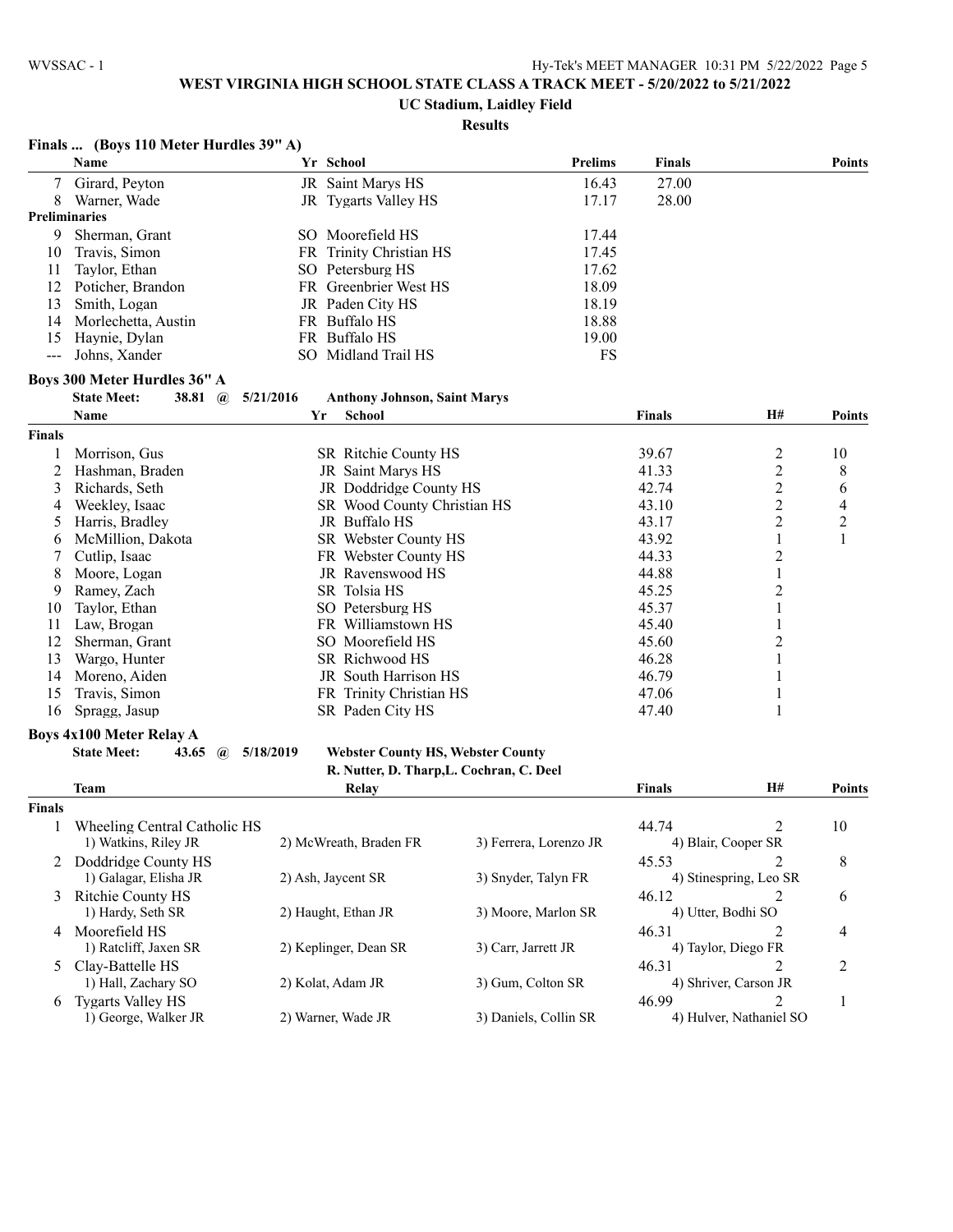**WEST VIRGINIA HIGH SCHOOL STATE CLASS A TRACK MEET - 5/20/2022 to 5/21/2022**

**UC Stadium, Laidley Field**

**Results**

### Finals ... (Boys 110 Meter Hurdles 39" A)

| | Name | Yr | School | Prelims | Finals | Points |
|---|---|---|---|---|---|---|
| 7 | Girard, Peyton | JR | Saint Marys HS | 16.43 | 27.00 | |
| 8 | Warner, Wade | JR | Tygarts Valley HS | 17.17 | 28.00 | |
| **Preliminaries** | | | | | | |
| 9 | Sherman, Grant | SO | Moorefield HS | 17.44 | | |
| 10 | Travis, Simon | FR | Trinity Christian HS | 17.45 | | |
| 11 | Taylor, Ethan | SO | Petersburg HS | 17.62 | | |
| 12 | Poticher, Brandon | FR | Greenbrier West HS | 18.09 | | |
| 13 | Smith, Logan | JR | Paden City HS | 18.19 | | |
| 14 | Morlechetta, Austin | FR | Buffalo HS | 18.88 | | |
| 15 | Haynie, Dylan | FR | Buffalo HS | 19.00 | | |
| --- | Johns, Xander | SO | Midland Trail HS | FS | | |

### Boys 300 Meter Hurdles 36" A

**State Meet: 38.81 @ 5/21/2016 Anthony Johnson, Saint Marys**

| | Name | Yr | School | Finals | H# | Points |
|---|---|---|---|---|---|---|
| **Finals** | | | | | | |
| 1 | Morrison, Gus | SR | Ritchie County HS | 39.67 | 2 | 10 |
| 2 | Hashman, Braden | JR | Saint Marys HS | 41.33 | 2 | 8 |
| 3 | Richards, Seth | JR | Doddridge County HS | 42.74 | 2 | 6 |
| 4 | Weekley, Isaac | SR | Wood County Christian HS | 43.10 | 2 | 4 |
| 5 | Harris, Bradley | JR | Buffalo HS | 43.17 | 2 | 2 |
| 6 | McMillion, Dakota | SR | Webster County HS | 43.92 | 1 | 1 |
| 7 | Cutlip, Isaac | FR | Webster County HS | 44.33 | 2 | |
| 8 | Moore, Logan | JR | Ravenswood HS | 44.88 | 1 | |
| 9 | Ramey, Zach | SR | Tolsia HS | 45.25 | 2 | |
| 10 | Taylor, Ethan | SO | Petersburg HS | 45.37 | 1 | |
| 11 | Law, Brogan | FR | Williamstown HS | 45.40 | 1 | |
| 12 | Sherman, Grant | SO | Moorefield HS | 45.60 | 2 | |
| 13 | Wargo, Hunter | SR | Richwood HS | 46.28 | 1 | |
| 14 | Moreno, Aiden | JR | South Harrison HS | 46.79 | 1 | |
| 15 | Travis, Simon | FR | Trinity Christian HS | 47.06 | 1 | |
| 16 | Spragg, Jasup | SR | Paden City HS | 47.40 | 1 | |

### Boys 4x100 Meter Relay A

**State Meet: 43.65 @ 5/18/2019 Webster County HS, Webster County**
**R. Nutter, D. Tharp,L. Cochran, C. Deel**

| | Team | Relay | | Finals | H# | Points |
|---|---|---|---|---|---|---|
| **Finals** | | | | | | |
| 1 | Wheeling Central Catholic HS | | | 44.74 | 2 | 10 |
| | 1) Watkins, Riley JR | 2) McWreath, Braden FR | 3) Ferrera, Lorenzo JR | 4) Blair, Cooper SR | | |
| 2 | Doddridge County HS | | | 45.53 | 2 | 8 |
| | 1) Galagar, Elisha JR | 2) Ash, Jaycent SR | 3) Snyder, Talyn FR | 4) Stinespring, Leo SR | | |
| 3 | Ritchie County HS | | | 46.12 | 2 | 6 |
| | 1) Hardy, Seth SR | 2) Haught, Ethan JR | 3) Moore, Marlon SR | 4) Utter, Bodhi SO | | |
| 4 | Moorefield HS | | | 46.31 | 2 | 4 |
| | 1) Ratcliff, Jaxen SR | 2) Keplinger, Dean SR | 3) Carr, Jarrett JR | 4) Taylor, Diego FR | | |
| 5 | Clay-Battelle HS | | | 46.31 | 2 | 2 |
| | 1) Hall, Zachary SO | 2) Kolat, Adam JR | 3) Gum, Colton SR | 4) Shriver, Carson JR | | |
| 6 | Tygarts Valley HS | | | 46.99 | 2 | 1 |
| | 1) George, Walker JR | 2) Warner, Wade JR | 3) Daniels, Collin SR | 4) Hulver, Nathaniel SO | | |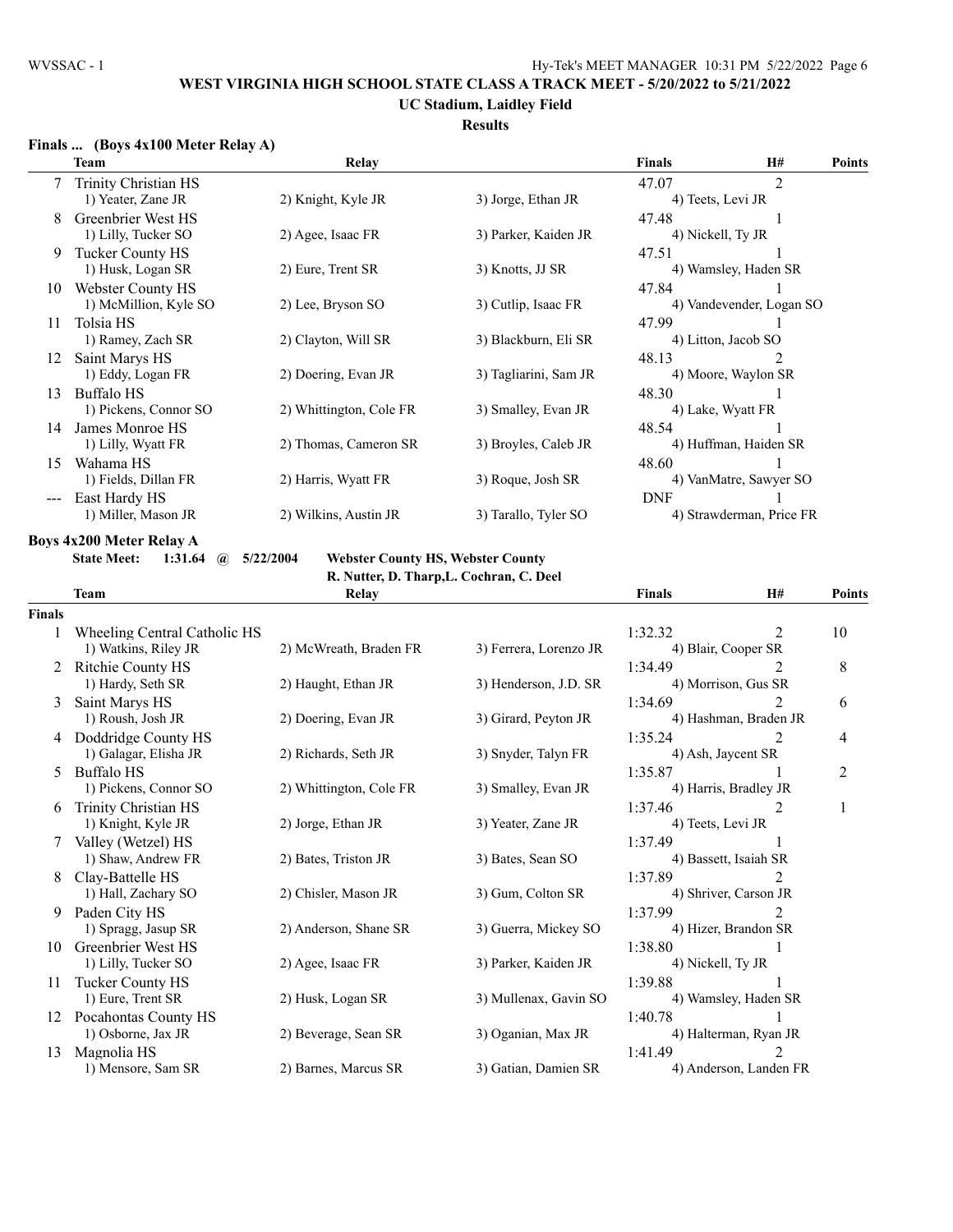**WEST VIRGINIA HIGH SCHOOL STATE CLASS A TRACK MEET - 5/20/2022 to 5/21/2022**

**UC Stadium, Laidley Field**

**Results**

### Finals ... (Boys 4x100 Meter Relay A)

| | Team | Relay | | Finals | H# | Points |
|---|---|---|---|---|---|---|
| 7 | Trinity Christian HS | | | 47.07 | 2 | |
| | 1) Yeater, Zane JR | 2) Knight, Kyle JR | 3) Jorge, Ethan JR | 4) Teets, Levi JR | | |
| 8 | Greenbrier West HS | | | 47.48 | 1 | |
| | 1) Lilly, Tucker SO | 2) Agee, Isaac FR | 3) Parker, Kaiden JR | 4) Nickell, Ty JR | | |
| 9 | Tucker County HS | | | 47.51 | 1 | |
| | 1) Husk, Logan SR | 2) Eure, Trent SR | 3) Knotts, JJ SR | 4) Wamsley, Haden SR | | |
| 10 | Webster County HS | | | 47.84 | 1 | |
| | 1) McMillion, Kyle SO | 2) Lee, Bryson SO | 3) Cutlip, Isaac FR | 4) Vandevender, Logan SO | | |
| 11 | Tolsia HS | | | 47.99 | 1 | |
| | 1) Ramey, Zach SR | 2) Clayton, Will SR | 3) Blackburn, Eli SR | 4) Litton, Jacob SO | | |
| 12 | Saint Marys HS | | | 48.13 | 2 | |
| | 1) Eddy, Logan FR | 2) Doering, Evan JR | 3) Tagliarini, Sam JR | 4) Moore, Waylon SR | | |
| 13 | Buffalo HS | | | 48.30 | 1 | |
| | 1) Pickens, Connor SO | 2) Whittington, Cole FR | 3) Smalley, Evan JR | 4) Lake, Wyatt FR | | |
| 14 | James Monroe HS | | | 48.54 | 1 | |
| | 1) Lilly, Wyatt FR | 2) Thomas, Cameron SR | 3) Broyles, Caleb JR | 4) Huffman, Haiden SR | | |
| 15 | Wahama HS | | | 48.60 | 1 | |
| | 1) Fields, Dillan FR | 2) Harris, Wyatt FR | 3) Roque, Josh SR | 4) VanMatre, Sawyer SO | | |
| --- | East Hardy HS | | | DNF | 1 | |
| | 1) Miller, Mason JR | 2) Wilkins, Austin JR | 3) Tarallo, Tyler SO | 4) Strawderman, Price FR | | |

### Boys 4x200 Meter Relay A

**State Meet: 1:31.64 @ 5/22/2004 Webster County HS, Webster County**
**R. Nutter, D. Tharp, L. Cochran, C. Deel**

| | Team | Relay | | Finals | H# | Points |
|---|---|---|---|---|---|---|
| **Finals** | | | | | | |
| 1 | Wheeling Central Catholic HS | | | 1:32.32 | 2 | 10 |
| | 1) Watkins, Riley JR | 2) McWreath, Braden FR | 3) Ferrera, Lorenzo JR | 4) Blair, Cooper SR | | |
| 2 | Ritchie County HS | | | 1:34.49 | 2 | 8 |
| | 1) Hardy, Seth SR | 2) Haught, Ethan JR | 3) Henderson, J.D. SR | 4) Morrison, Gus SR | | |
| 3 | Saint Marys HS | | | 1:34.69 | 2 | 6 |
| | 1) Roush, Josh JR | 2) Doering, Evan JR | 3) Girard, Peyton JR | 4) Hashman, Braden JR | | |
| 4 | Doddridge County HS | | | 1:35.24 | 2 | 4 |
| | 1) Galagar, Elisha JR | 2) Richards, Seth JR | 3) Snyder, Talyn FR | 4) Ash, Jaycent SR | | |
| 5 | Buffalo HS | | | 1:35.87 | 1 | 2 |
| | 1) Pickens, Connor SO | 2) Whittington, Cole FR | 3) Smalley, Evan JR | 4) Harris, Bradley JR | | |
| 6 | Trinity Christian HS | | | 1:37.46 | 2 | 1 |
| | 1) Knight, Kyle JR | 2) Jorge, Ethan JR | 3) Yeater, Zane JR | 4) Teets, Levi JR | | |
| 7 | Valley (Wetzel) HS | | | 1:37.49 | 1 | |
| | 1) Shaw, Andrew FR | 2) Bates, Triston JR | 3) Bates, Sean SO | 4) Bassett, Isaiah SR | | |
| 8 | Clay-Battelle HS | | | 1:37.89 | 2 | |
| | 1) Hall, Zachary SO | 2) Chisler, Mason JR | 3) Gum, Colton SR | 4) Shriver, Carson JR | | |
| 9 | Paden City HS | | | 1:37.99 | 2 | |
| | 1) Spragg, Jasup SR | 2) Anderson, Shane SR | 3) Guerra, Mickey SO | 4) Hizer, Brandon SR | | |
| 10 | Greenbrier West HS | | | 1:38.80 | 1 | |
| | 1) Lilly, Tucker SO | 2) Agee, Isaac FR | 3) Parker, Kaiden JR | 4) Nickell, Ty JR | | |
| 11 | Tucker County HS | | | 1:39.88 | 1 | |
| | 1) Eure, Trent SR | 2) Husk, Logan SR | 3) Mullenax, Gavin SO | 4) Wamsley, Haden SR | | |
| 12 | Pocahontas County HS | | | 1:40.78 | 1 | |
| | 1) Osborne, Jax JR | 2) Beverage, Sean SR | 3) Oganian, Max JR | 4) Halterman, Ryan JR | | |
| 13 | Magnolia HS | | | 1:41.49 | 2 | |
| | 1) Mensore, Sam SR | 2) Barnes, Marcus SR | 3) Gatian, Damien SR | 4) Anderson, Landen FR | | |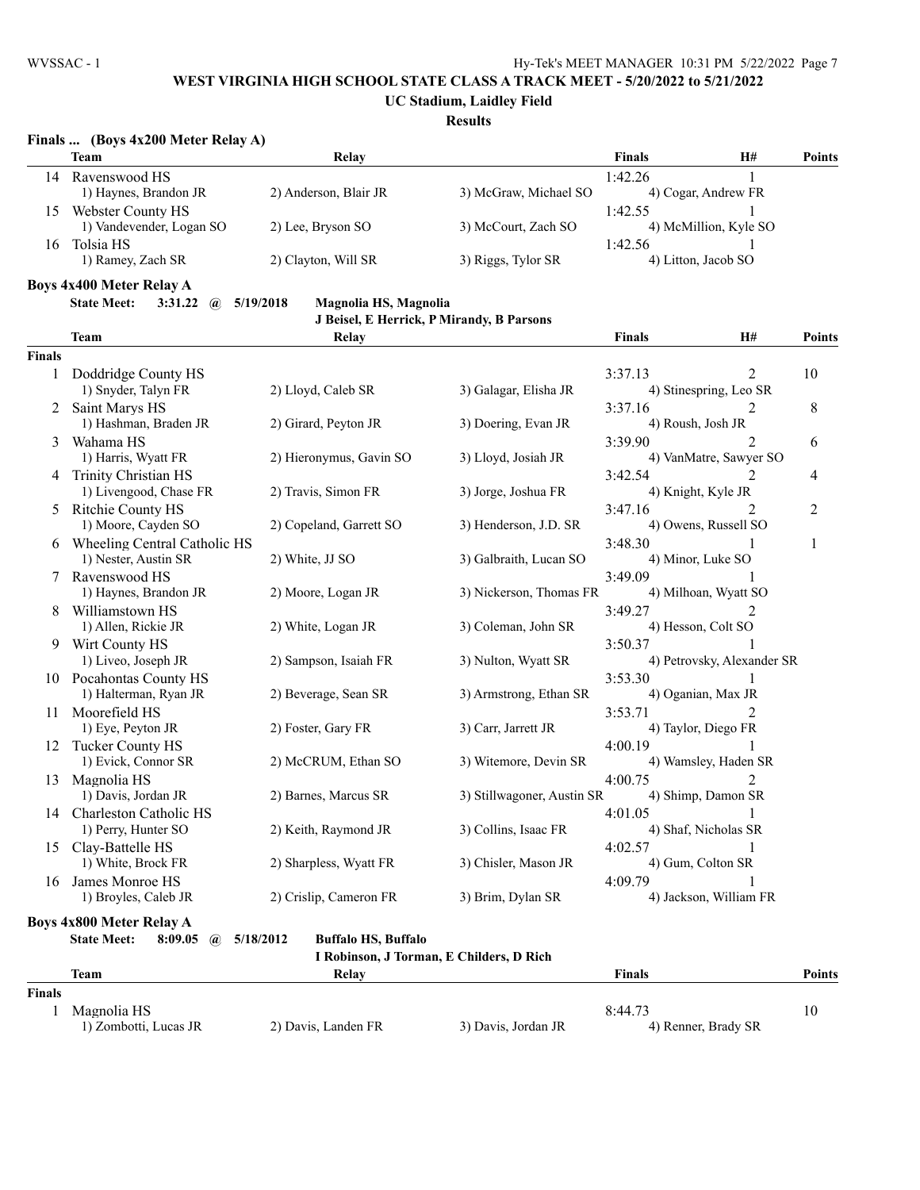# WEST VIRGINIA HIGH SCHOOL STATE CLASS A TRACK MEET - 5/20/2022 to 5/21/2022

## UC Stadium, Laidley Field

### Results

**Finals ... (Boys 4x200 Meter Relay A)**

| | Team | Relay | | Finals | H# | Points |
|---|---|---|---|---|---|---|
| 14 | Ravenswood HS | | | 1:42.26 | 1 | |
| | 1) Haynes, Brandon JR | 2) Anderson, Blair JR | 3) McGraw, Michael SO | 4) Cogar, Andrew FR | | |
| 15 | Webster County HS | | | 1:42.55 | 1 | |
| | 1) Vandevender, Logan SO | 2) Lee, Bryson SO | 3) McCourt, Zach SO | 4) McMillion, Kyle SO | | |
| 16 | Tolsia HS | | | 1:42.56 | 1 | |
| | 1) Ramey, Zach SR | 2) Clayton, Will SR | 3) Riggs, Tylor SR | 4) Litton, Jacob SO | | |

**Boys 4x400 Meter Relay A**

**State Meet: 3:31.22 @ 5/19/2018 Magnolia HS, Magnolia**
**J Beisel, E Herrick, P Mirandy, B Parsons**

| | Team | Relay | | Finals | H# | Points |
|---|---|---|---|---|---|---|
| **Finals** | | | | | | |
| 1 | Doddridge County HS | | | 3:37.13 | 2 | 10 |
| | 1) Snyder, Talyn FR | 2) Lloyd, Caleb SR | 3) Galagar, Elisha JR | 4) Stinespring, Leo SR | | |
| 2 | Saint Marys HS | | | 3:37.16 | 2 | 8 |
| | 1) Hashman, Braden JR | 2) Girard, Peyton JR | 3) Doering, Evan JR | 4) Roush, Josh JR | | |
| 3 | Wahama HS | | | 3:39.90 | 2 | 6 |
| | 1) Harris, Wyatt FR | 2) Hieronymus, Gavin SO | 3) Lloyd, Josiah JR | 4) VanMatre, Sawyer SO | | |
| 4 | Trinity Christian HS | | | 3:42.54 | 2 | 4 |
| | 1) Livengood, Chase FR | 2) Travis, Simon FR | 3) Jorge, Joshua FR | 4) Knight, Kyle JR | | |
| 5 | Ritchie County HS | | | 3:47.16 | 2 | 2 |
| | 1) Moore, Cayden SO | 2) Copeland, Garrett SO | 3) Henderson, J.D. SR | 4) Owens, Russell SO | | |
| 6 | Wheeling Central Catholic HS | | | 3:48.30 | 1 | 1 |
| | 1) Nester, Austin SR | 2) White, JJ SO | 3) Galbraith, Lucan SO | 4) Minor, Luke SO | | |
| 7 | Ravenswood HS | | | 3:49.09 | 1 | |
| | 1) Haynes, Brandon JR | 2) Moore, Logan JR | 3) Nickerson, Thomas FR | 4) Milhoan, Wyatt SO | | |
| 8 | Williamstown HS | | | 3:49.27 | 2 | |
| | 1) Allen, Rickie JR | 2) White, Logan JR | 3) Coleman, John SR | 4) Hesson, Colt SO | | |
| 9 | Wirt County HS | | | 3:50.37 | 1 | |
| | 1) Liveo, Joseph JR | 2) Sampson, Isaiah FR | 3) Nulton, Wyatt SR | 4) Petrovsky, Alexander SR | | |
| 10 | Pocahontas County HS | | | 3:53.30 | 1 | |
| | 1) Halterman, Ryan JR | 2) Beverage, Sean SR | 3) Armstrong, Ethan SR | 4) Oganian, Max JR | | |
| 11 | Moorefield HS | | | 3:53.71 | 2 | |
| | 1) Eye, Peyton JR | 2) Foster, Gary FR | 3) Carr, Jarrett JR | 4) Taylor, Diego FR | | |
| 12 | Tucker County HS | | | 4:00.19 | 1 | |
| | 1) Evick, Connor SR | 2) McCRUM, Ethan SO | 3) Witemore, Devin SR | 4) Wamsley, Haden SR | | |
| 13 | Magnolia HS | | | 4:00.75 | 2 | |
| | 1) Davis, Jordan JR | 2) Barnes, Marcus SR | 3) Stillwagoner, Austin SR | 4) Shimp, Damon SR | | |
| 14 | Charleston Catholic HS | | | 4:01.05 | 1 | |
| | 1) Perry, Hunter SO | 2) Keith, Raymond JR | 3) Collins, Isaac FR | 4) Shaf, Nicholas SR | | |
| 15 | Clay-Battelle HS | | | 4:02.57 | 1 | |
| | 1) White, Brock FR | 2) Sharpless, Wyatt FR | 3) Chisler, Mason JR | 4) Gum, Colton SR | | |
| 16 | James Monroe HS | | | 4:09.79 | 1 | |
| | 1) Broyles, Caleb JR | 2) Crislip, Cameron FR | 3) Brim, Dylan SR | 4) Jackson, William FR | | |

**Boys 4x800 Meter Relay A**

**State Meet: 8:09.05 @ 5/18/2012 Buffalo HS, Buffalo**
**I Robinson, J Torman, E Childers, D Rich**

| | Team | Relay | | Finals | Points |
|---|---|---|---|---|---|
| **Finals** | | | | | |
| 1 | Magnolia HS | | | 8:44.73 | 10 |
| | 1) Zombotti, Lucas JR | 2) Davis, Landen FR | 3) Davis, Jordan JR | 4) Renner, Brady SR | |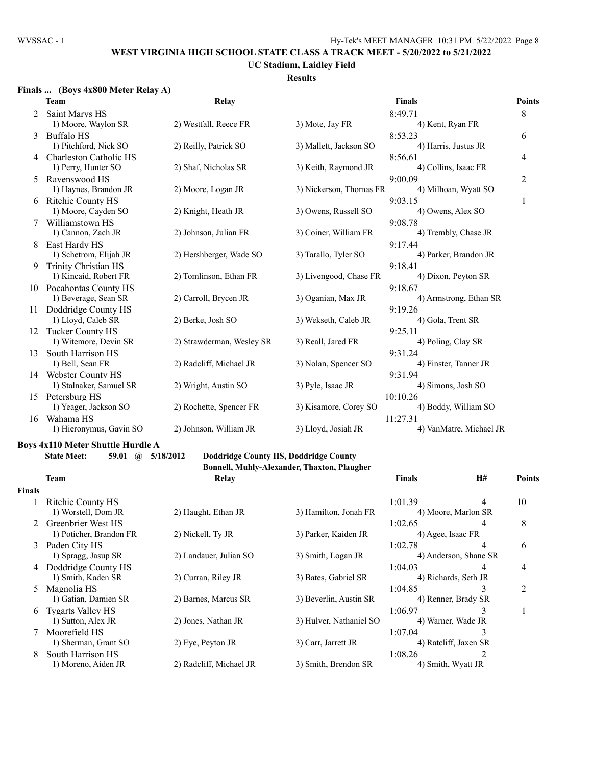# WEST VIRGINIA HIGH SCHOOL STATE CLASS A TRACK MEET - 5/20/2022 to 5/21/2022

## UC Stadium, Laidley Field

### Results

**Finals ... (Boys 4x800 Meter Relay A)**

| | Team | Relay | | Finals | Points |
|---|---|---|---|---|---|
| 2 | Saint Marys HS | | | 8:49.71 | 8 |
| | 1) Moore, Waylon SR | 2) Westfall, Reece FR | 3) Mote, Jay FR | 4) Kent, Ryan FR | |
| 3 | Buffalo HS | | | 8:53.23 | 6 |
| | 1) Pitchford, Nick SO | 2) Reilly, Patrick SO | 3) Mallett, Jackson SO | 4) Harris, Justus JR | |
| 4 | Charleston Catholic HS | | | 8:56.61 | 4 |
| | 1) Perry, Hunter SO | 2) Shaf, Nicholas SR | 3) Keith, Raymond JR | 4) Collins, Isaac FR | |
| 5 | Ravenswood HS | | | 9:00.09 | 2 |
| | 1) Haynes, Brandon JR | 2) Moore, Logan JR | 3) Nickerson, Thomas FR | 4) Milhoan, Wyatt SO | |
| 6 | Ritchie County HS | | | 9:03.15 | 1 |
| | 1) Moore, Cayden SO | 2) Knight, Heath JR | 3) Owens, Russell SO | 4) Owens, Alex SO | |
| 7 | Williamstown HS | | | 9:08.78 | |
| | 1) Cannon, Zach JR | 2) Johnson, Julian FR | 3) Coiner, William FR | 4) Trembly, Chase JR | |
| 8 | East Hardy HS | | | 9:17.44 | |
| | 1) Schetrom, Elijah JR | 2) Hershberger, Wade SO | 3) Tarallo, Tyler SO | 4) Parker, Brandon JR | |
| 9 | Trinity Christian HS | | | 9:18.41 | |
| | 1) Kincaid, Robert FR | 2) Tomlinson, Ethan FR | 3) Livengood, Chase FR | 4) Dixon, Peyton SR | |
| 10 | Pocahontas County HS | | | 9:18.67 | |
| | 1) Beverage, Sean SR | 2) Carroll, Brycen JR | 3) Oganian, Max JR | 4) Armstrong, Ethan SR | |
| 11 | Doddridge County HS | | | 9:19.26 | |
| | 1) Lloyd, Caleb SR | 2) Berke, Josh SO | 3) Wekseth, Caleb JR | 4) Gola, Trent SR | |
| 12 | Tucker County HS | | | 9:25.11 | |
| | 1) Witemore, Devin SR | 2) Strawderman, Wesley SR | 3) Reall, Jared FR | 4) Poling, Clay SR | |
| 13 | South Harrison HS | | | 9:31.24 | |
| | 1) Bell, Sean FR | 2) Radcliff, Michael JR | 3) Nolan, Spencer SO | 4) Finster, Tanner JR | |
| 14 | Webster County HS | | | 9:31.94 | |
| | 1) Stalnaker, Samuel SR | 2) Wright, Austin SO | 3) Pyle, Isaac JR | 4) Simons, Josh SO | |
| 15 | Petersburg HS | | | 10:10.26 | |
| | 1) Yeager, Jackson SO | 2) Rochette, Spencer FR | 3) Kisamore, Corey SO | 4) Boddy, William SO | |
| 16 | Wahama HS | | | 11:27.31 | |
| | 1) Hieronymus, Gavin SO | 2) Johnson, William JR | 3) Lloyd, Josiah JR | 4) VanMatre, Michael JR | |

**Boys 4x110 Meter Shuttle Hurdle A**

**State Meet: 59.01 @ 5/18/2012 Doddridge County HS, Doddridge County**
**Bonnell, Muhly-Alexander, Thaxton, Plaugher**

**Finals**

| | Team | Relay | | Finals | H# | Points |
|---|---|---|---|---|---|---|
| 1 | Ritchie County HS | | | 1:01.39 | 4 | 10 |
| | 1) Worstell, Dom JR | 2) Haught, Ethan JR | 3) Hamilton, Jonah FR | 4) Moore, Marlon SR | | |
| 2 | Greenbrier West HS | | | 1:02.65 | 4 | 8 |
| | 1) Poticher, Brandon FR | 2) Nickell, Ty JR | 3) Parker, Kaiden JR | 4) Agee, Isaac FR | | |
| 3 | Paden City HS | | | 1:02.78 | 4 | 6 |
| | 1) Spragg, Jasup SR | 2) Landauer, Julian SO | 3) Smith, Logan JR | 4) Anderson, Shane SR | | |
| 4 | Doddridge County HS | | | 1:04.03 | 4 | 4 |
| | 1) Smith, Kaden SR | 2) Curran, Riley JR | 3) Bates, Gabriel SR | 4) Richards, Seth JR | | |
| 5 | Magnolia HS | | | 1:04.85 | 3 | 2 |
| | 1) Gatian, Damien SR | 2) Barnes, Marcus SR | 3) Beverlin, Austin SR | 4) Renner, Brady SR | | |
| 6 | Tygarts Valley HS | | | 1:06.97 | 3 | 1 |
| | 1) Sutton, Alex JR | 2) Jones, Nathan JR | 3) Hulver, Nathaniel SO | 4) Warner, Wade JR | | |
| 7 | Moorefield HS | | | 1:07.04 | 3 | |
| | 1) Sherman, Grant SO | 2) Eye, Peyton JR | 3) Carr, Jarrett JR | 4) Ratcliff, Jaxen SR | | |
| 8 | South Harrison HS | | | 1:08.26 | 2 | |
| | 1) Moreno, Aiden JR | 2) Radcliff, Michael JR | 3) Smith, Brendon SR | 4) Smith, Wyatt JR | | |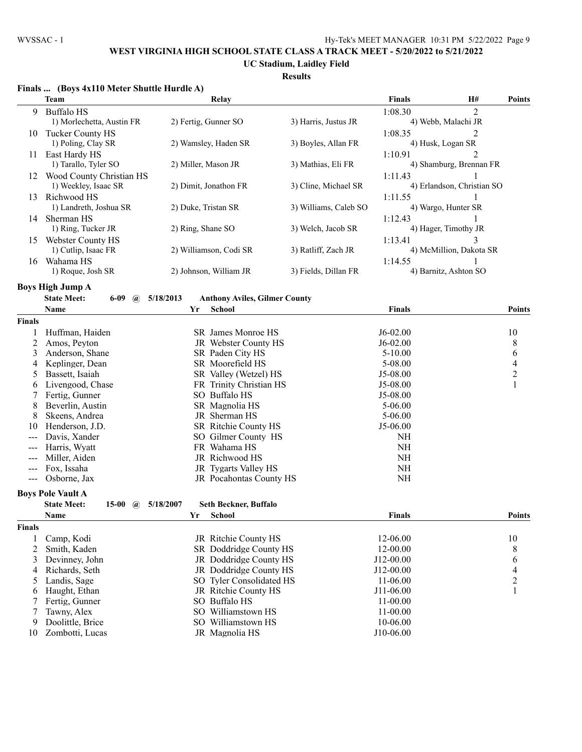# WEST VIRGINIA HIGH SCHOOL STATE CLASS A TRACK MEET - 5/20/2022 to 5/21/2022

## UC Stadium, Laidley Field

### Results

**Finals ... (Boys 4x110 Meter Shuttle Hurdle A)**

| | Team | Relay | | Finals | H# | Points |
|---|---|---|---|---|---|---|
| 9 | Buffalo HS | | | 1:08.30 | 2 | |
| | 1) Morlechetta, Austin FR | 2) Fertig, Gunner SO | 3) Harris, Justus JR | 4) Webb, Malachi JR | | |
| 10 | Tucker County HS | | | 1:08.35 | 2 | |
| | 1) Poling, Clay SR | 2) Wamsley, Haden SR | 3) Boyles, Allan FR | 4) Husk, Logan SR | | |
| 11 | East Hardy HS | | | 1:10.91 | 2 | |
| | 1) Tarallo, Tyler SO | 2) Miller, Mason JR | 3) Mathias, Eli FR | 4) Shamburg, Brennan FR | | |
| 12 | Wood County Christian HS | | | 1:11.43 | 1 | |
| | 1) Weekley, Isaac SR | 2) Dimit, Jonathon FR | 3) Cline, Michael SR | 4) Erlandson, Christian SO | | |
| 13 | Richwood HS | | | 1:11.55 | 1 | |
| | 1) Landreth, Joshua SR | 2) Duke, Tristan SR | 3) Williams, Caleb SO | 4) Wargo, Hunter SR | | |
| 14 | Sherman HS | | | 1:12.43 | 1 | |
| | 1) Ring, Tucker JR | 2) Ring, Shane SO | 3) Welch, Jacob SR | 4) Hager, Timothy JR | | |
| 15 | Webster County HS | | | 1:13.41 | 3 | |
| | 1) Cutlip, Isaac FR | 2) Williamson, Codi SR | 3) Ratliff, Zach JR | 4) McMillion, Dakota SR | | |
| 16 | Wahama HS | | | 1:14.55 | 1 | |
| | 1) Roque, Josh SR | 2) Johnson, William JR | 3) Fields, Dillan FR | 4) Barnitz, Ashton SO | | |

**Boys High Jump A**

State Meet: 6-09 @ 5/18/2013 Anthony Aviles, Gilmer County

| | Name | Yr | School | Finals | Points |
|---|---|---|---|---|---|
| **Finals** | | | | | |
| 1 | Huffman, Haiden | SR | James Monroe HS | J6-02.00 | 10 |
| 2 | Amos, Peyton | JR | Webster County HS | J6-02.00 | 8 |
| 3 | Anderson, Shane | SR | Paden City HS | 5-10.00 | 6 |
| 4 | Keplinger, Dean | SR | Moorefield HS | 5-08.00 | 4 |
| 5 | Bassett, Isaiah | SR | Valley (Wetzel) HS | J5-08.00 | 2 |
| 6 | Livengood, Chase | FR | Trinity Christian HS | J5-08.00 | 1 |
| 7 | Fertig, Gunner | SO | Buffalo HS | J5-08.00 | |
| 8 | Beverlin, Austin | SR | Magnolia HS | 5-06.00 | |
| 8 | Skeens, Andrea | JR | Sherman HS | 5-06.00 | |
| 10 | Henderson, J.D. | SR | Ritchie County HS | J5-06.00 | |
| --- | Davis, Xander | SO | Gilmer County HS | NH | |
| --- | Harris, Wyatt | FR | Wahama HS | NH | |
| --- | Miller, Aiden | JR | Richwood HS | NH | |
| --- | Fox, Issaha | JR | Tygarts Valley HS | NH | |
| --- | Osborne, Jax | JR | Pocahontas County HS | NH | |

**Boys Pole Vault A**

State Meet: 15-00 @ 5/18/2007 Seth Beckner, Buffalo

| | Name | Yr | School | Finals | Points |
|---|---|---|---|---|---|
| **Finals** | | | | | |
| 1 | Camp, Kodi | JR | Ritchie County HS | 12-06.00 | 10 |
| 2 | Smith, Kaden | SR | Doddridge County HS | 12-00.00 | 8 |
| 3 | Devinney, John | JR | Doddridge County HS | J12-00.00 | 6 |
| 4 | Richards, Seth | JR | Doddridge County HS | J12-00.00 | 4 |
| 5 | Landis, Sage | SO | Tyler Consolidated HS | 11-06.00 | 2 |
| 6 | Haught, Ethan | JR | Ritchie County HS | J11-06.00 | 1 |
| 7 | Fertig, Gunner | SO | Buffalo HS | 11-00.00 | |
| 7 | Tawny, Alex | SO | Williamstown HS | 11-00.00 | |
| 9 | Doolittle, Brice | SO | Williamstown HS | 10-06.00 | |
| 10 | Zombotti, Lucas | JR | Magnolia HS | J10-06.00 | |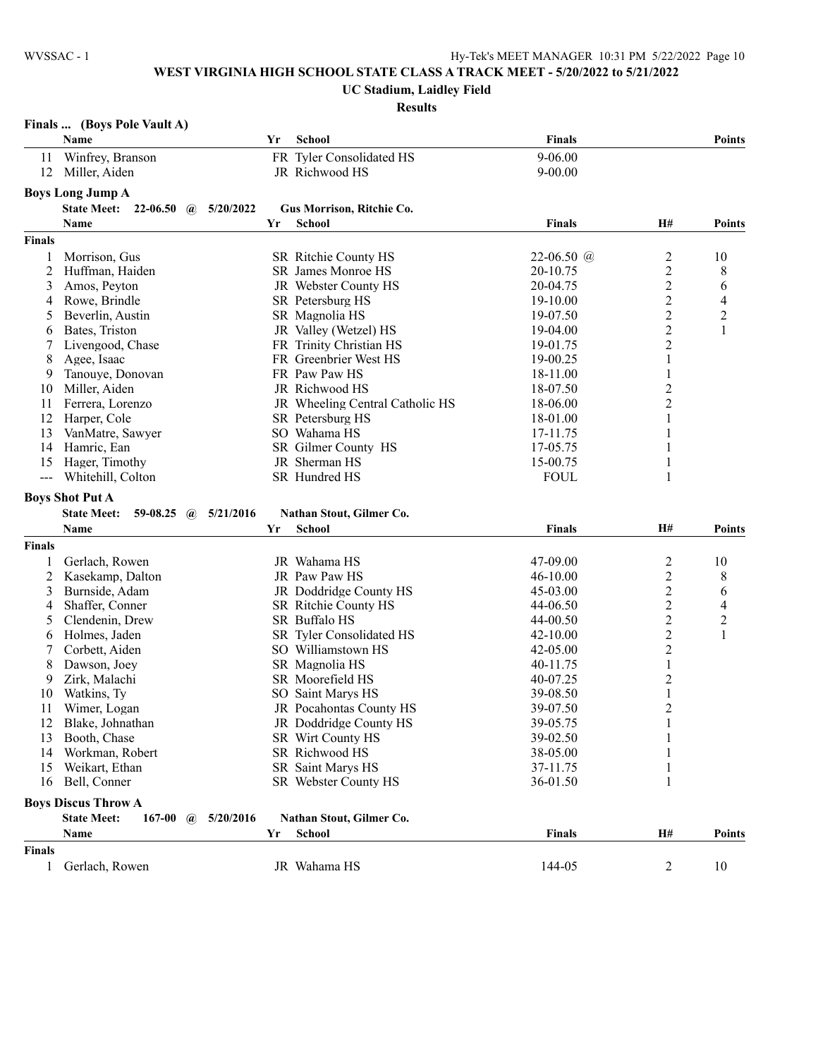# WEST VIRGINIA HIGH SCHOOL STATE CLASS A TRACK MEET - 5/20/2022 to 5/21/2022

## UC Stadium, Laidley Field

### Results

**Finals ... (Boys Pole Vault A)**

| | Name | Yr | School | Finals | Points |
|---|---|---|---|---|---|
| 11 | Winfrey, Branson | FR | Tyler Consolidated HS | 9-06.00 | |
| 12 | Miller, Aiden | JR | Richwood HS | 9-00.00 | |

**Boys Long Jump A**

State Meet: 22-06.50 @ 5/20/2022 Gus Morrison, Ritchie Co.

| | Name | Yr | School | Finals | H# | Points |
|---|---|---|---|---|---|---|
| **Finals** | | | | | | |
| 1 | Morrison, Gus | SR | Ritchie County HS | 22-06.50 @ | 2 | 10 |
| 2 | Huffman, Haiden | SR | James Monroe HS | 20-10.75 | 2 | 8 |
| 3 | Amos, Peyton | JR | Webster County HS | 20-04.75 | 2 | 6 |
| 4 | Rowe, Brindle | SR | Petersburg HS | 19-10.00 | 2 | 4 |
| 5 | Beverlin, Austin | SR | Magnolia HS | 19-07.50 | 2 | 2 |
| 6 | Bates, Triston | JR | Valley (Wetzel) HS | 19-04.00 | 2 | 1 |
| 7 | Livengood, Chase | FR | Trinity Christian HS | 19-01.75 | 2 | |
| 8 | Agee, Isaac | FR | Greenbrier West HS | 19-00.25 | 1 | |
| 9 | Tanouye, Donovan | FR | Paw Paw HS | 18-11.00 | 1 | |
| 10 | Miller, Aiden | JR | Richwood HS | 18-07.50 | 2 | |
| 11 | Ferrera, Lorenzo | JR | Wheeling Central Catholic HS | 18-06.00 | 2 | |
| 12 | Harper, Cole | SR | Petersburg HS | 18-01.00 | 1 | |
| 13 | VanMatre, Sawyer | SO | Wahama HS | 17-11.75 | 1 | |
| 14 | Hamric, Ean | SR | Gilmer County HS | 17-05.75 | 1 | |
| 15 | Hager, Timothy | JR | Sherman HS | 15-00.75 | 1 | |
| --- | Whitehill, Colton | SR | Hundred HS | FOUL | 1 | |

**Boys Shot Put A**

State Meet: 59-08.25 @ 5/21/2016 Nathan Stout, Gilmer Co.

| | Name | Yr | School | Finals | H# | Points |
|---|---|---|---|---|---|---|
| **Finals** | | | | | | |
| 1 | Gerlach, Rowen | JR | Wahama HS | 47-09.00 | 2 | 10 |
| 2 | Kasekamp, Dalton | JR | Paw Paw HS | 46-10.00 | 2 | 8 |
| 3 | Burnside, Adam | JR | Doddridge County HS | 45-03.00 | 2 | 6 |
| 4 | Shaffer, Conner | SR | Ritchie County HS | 44-06.50 | 2 | 4 |
| 5 | Clendenin, Drew | SR | Buffalo HS | 44-00.50 | 2 | 2 |
| 6 | Holmes, Jaden | SR | Tyler Consolidated HS | 42-10.00 | 2 | 1 |
| 7 | Corbett, Aiden | SO | Williamstown HS | 42-05.00 | 2 | |
| 8 | Dawson, Joey | SR | Magnolia HS | 40-11.75 | 1 | |
| 9 | Zirk, Malachi | SR | Moorefield HS | 40-07.25 | 2 | |
| 10 | Watkins, Ty | SO | Saint Marys HS | 39-08.50 | 1 | |
| 11 | Wimer, Logan | JR | Pocahontas County HS | 39-07.50 | 2 | |
| 12 | Blake, Johnathan | JR | Doddridge County HS | 39-05.75 | 1 | |
| 13 | Booth, Chase | SR | Wirt County HS | 39-02.50 | 1 | |
| 14 | Workman, Robert | SR | Richwood HS | 38-05.00 | 1 | |
| 15 | Weikart, Ethan | SR | Saint Marys HS | 37-11.75 | 1 | |
| 16 | Bell, Conner | SR | Webster County HS | 36-01.50 | 1 | |

**Boys Discus Throw A**

State Meet: 167-00 @ 5/20/2016 Nathan Stout, Gilmer Co.

| | Name | Yr | School | Finals | H# | Points |
|---|---|---|---|---|---|---|
| **Finals** | | | | | | |
| 1 | Gerlach, Rowen | JR | Wahama HS | 144-05 | 2 | 10 |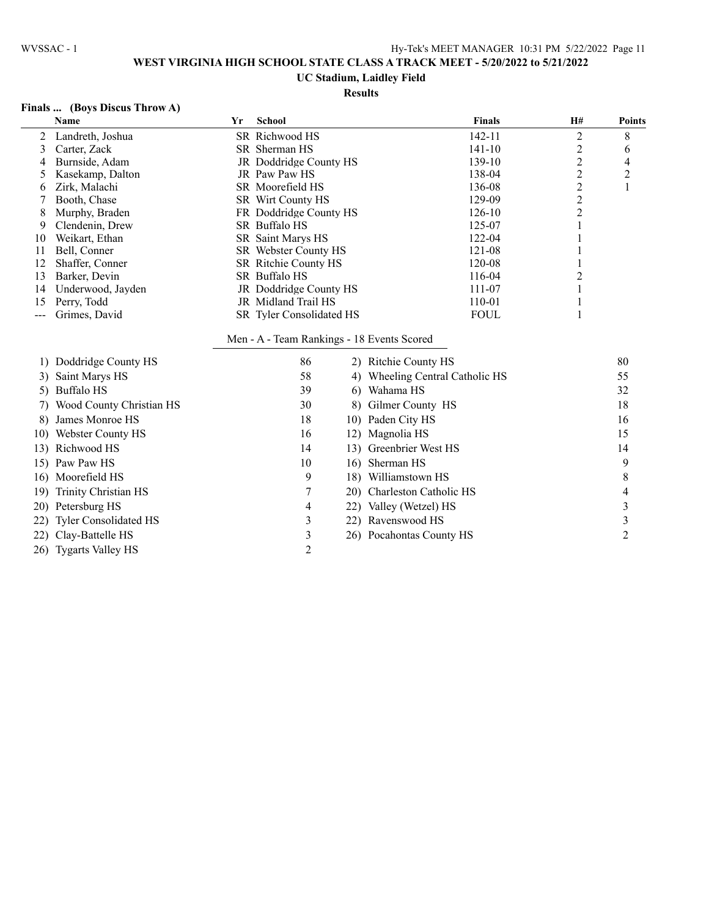**WEST VIRGINIA HIGH SCHOOL STATE CLASS A TRACK MEET - 5/20/2022 to 5/21/2022**

**UC Stadium, Laidley Field**

**Results**

### Finals ... (Boys Discus Throw A)

| | Name | Yr | School | Finals | H# | Points |
|---|---|---|---|---|---|---|
| 2 | Landreth, Joshua | SR | Richwood HS | 142-11 | 2 | 8 |
| 3 | Carter, Zack | SR | Sherman HS | 141-10 | 2 | 6 |
| 4 | Burnside, Adam | JR | Doddridge County HS | 139-10 | 2 | 4 |
| 5 | Kasekamp, Dalton | JR | Paw Paw HS | 138-04 | 2 | 2 |
| 6 | Zirk, Malachi | SR | Moorefield HS | 136-08 | 2 | 1 |
| 7 | Booth, Chase | SR | Wirt County HS | 129-09 | 2 | |
| 8 | Murphy, Braden | FR | Doddridge County HS | 126-10 | 2 | |
| 9 | Clendenin, Drew | SR | Buffalo HS | 125-07 | 1 | |
| 10 | Weikart, Ethan | SR | Saint Marys HS | 122-04 | 1 | |
| 11 | Bell, Conner | SR | Webster County HS | 121-08 | 1 | |
| 12 | Shaffer, Conner | SR | Ritchie County HS | 120-08 | 1 | |
| 13 | Barker, Devin | SR | Buffalo HS | 116-04 | 2 | |
| 14 | Underwood, Jayden | JR | Doddridge County HS | 111-07 | 1 | |
| 15 | Perry, Todd | JR | Midland Trail HS | 110-01 | 1 | |
| --- | Grimes, David | SR | Tyler Consolidated HS | FOUL | 1 | |

### Men - A - Team Rankings - 18 Events Scored

| | | | | | |
|---|---|---|---|---|---|
| 1) | Doddridge County HS | 86 | 2) | Ritchie County HS | 80 |
| 3) | Saint Marys HS | 58 | 4) | Wheeling Central Catholic HS | 55 |
| 5) | Buffalo HS | 39 | 6) | Wahama HS | 32 |
| 7) | Wood County Christian HS | 30 | 8) | Gilmer County HS | 18 |
| 8) | James Monroe HS | 18 | 10) | Paden City HS | 16 |
| 10) | Webster County HS | 16 | 12) | Magnolia HS | 15 |
| 13) | Richwood HS | 14 | 13) | Greenbrier West HS | 14 |
| 15) | Paw Paw HS | 10 | 16) | Sherman HS | 9 |
| 16) | Moorefield HS | 9 | 18) | Williamstown HS | 8 |
| 19) | Trinity Christian HS | 7 | 20) | Charleston Catholic HS | 4 |
| 20) | Petersburg HS | 4 | 22) | Valley (Wetzel) HS | 3 |
| 22) | Tyler Consolidated HS | 3 | 22) | Ravenswood HS | 3 |
| 22) | Clay-Battelle HS | 3 | 26) | Pocahontas County HS | 2 |
| 26) | Tygarts Valley HS | 2 | | | |